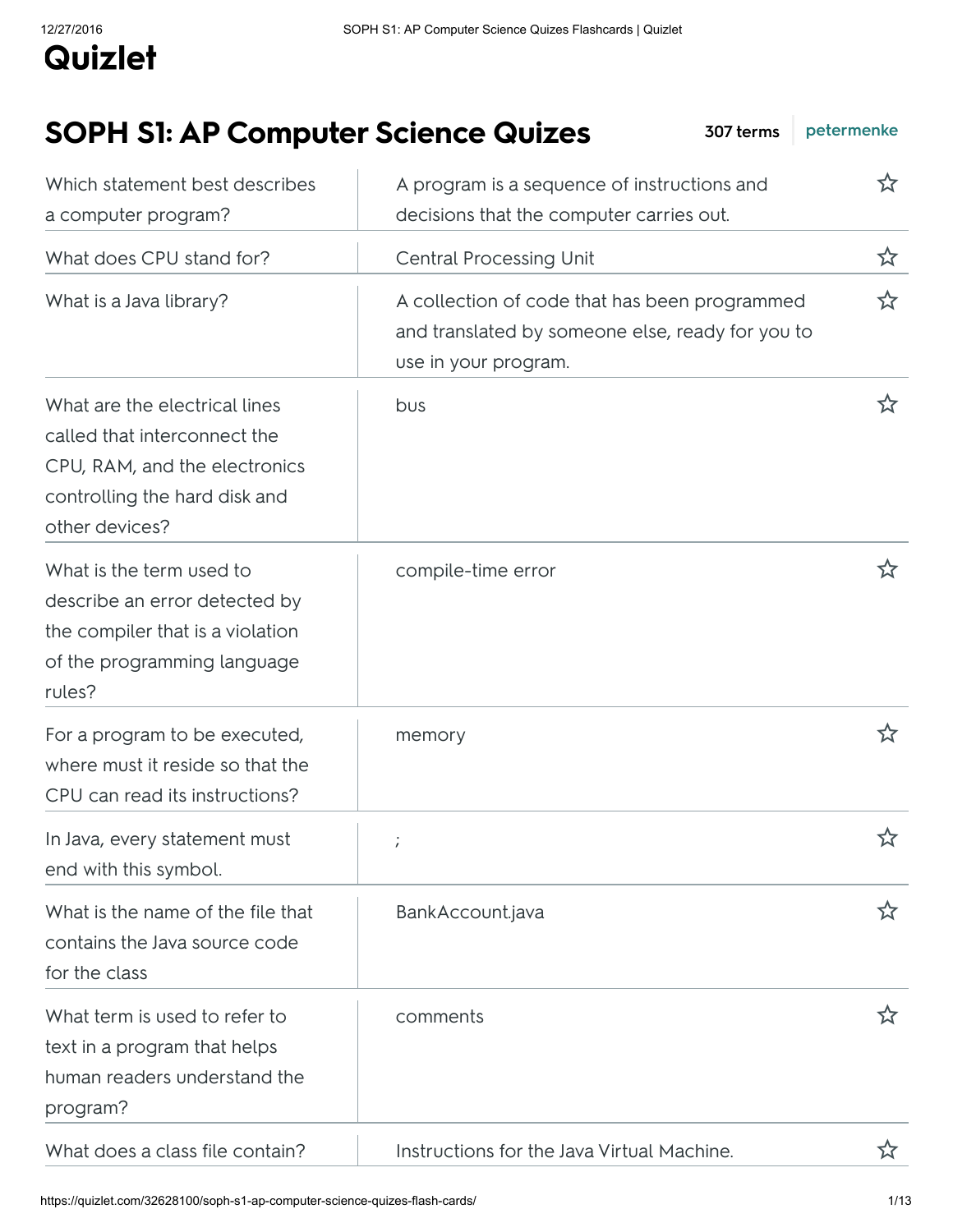# Quizlet

## SOPH S1: AP Computer Science Quizes

307 terms petermenke

| Term | Definition |
| --- | --- |
| Which statement best describes a computer program? | A program is a sequence of instructions and decisions that the computer carries out. |
| What does CPU stand for? | Central Processing Unit |
| What is a Java library? | A collection of code that has been programmed and translated by someone else, ready for you to use in your program. |
| What are the electrical lines called that interconnect the CPU, RAM, and the electronics controlling the hard disk and other devices? | bus |
| What is the term used to describe an error detected by the compiler that is a violation of the programming language rules? | compile-time error |
| For a program to be executed, where must it reside so that the CPU can read its instructions? | memory |
| In Java, every statement must end with this symbol. | ; |
| What is the name of the file that contains the Java source code for the class | BankAccount.java |
| What term is used to refer to text in a program that helps human readers understand the program? | comments |
| What does a class file contain? | Instructions for the Java Virtual Machine. |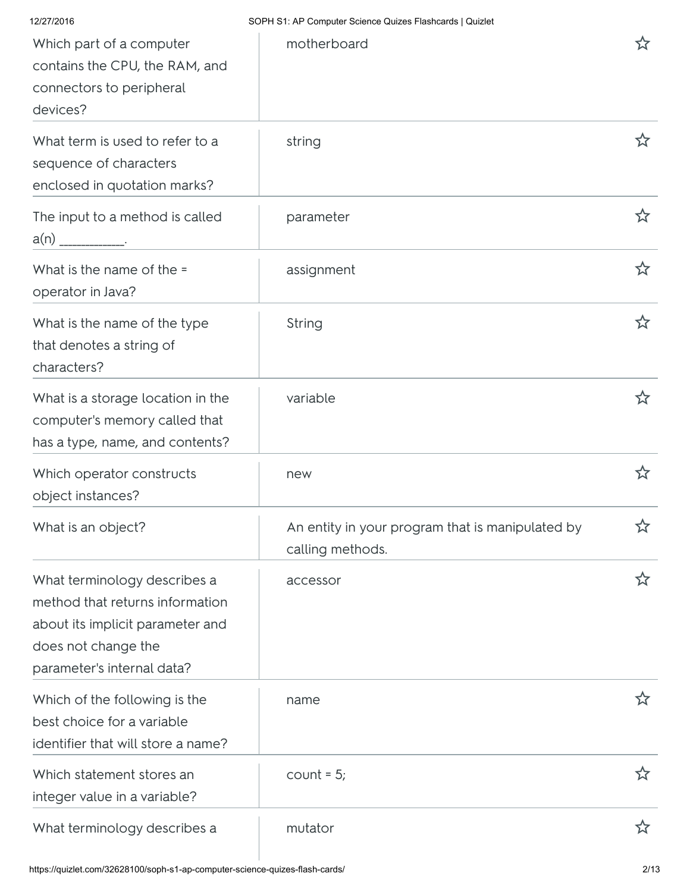| Question | Answer |
| --- | --- |
| Which part of a computer contains the CPU, the RAM, and connectors to peripheral devices? | motherboard |
| What term is used to refer to a sequence of characters enclosed in quotation marks? | string |
| The input to a method is called a(n) ___________. | parameter |
| What is the name of the = operator in Java? | assignment |
| What is the name of the type that denotes a string of characters? | String |
| What is a storage location in the computer's memory called that has a type, name, and contents? | variable |
| Which operator constructs object instances? | new |
| What is an object? | An entity in your program that is manipulated by calling methods. |
| What terminology describes a method that returns information about its implicit parameter and does not change the parameter's internal data? | accessor |
| Which of the following is the best choice for a variable identifier that will store a name? | name |
| Which statement stores an integer value in a variable? | count = 5; |
| What terminology describes a | mutator |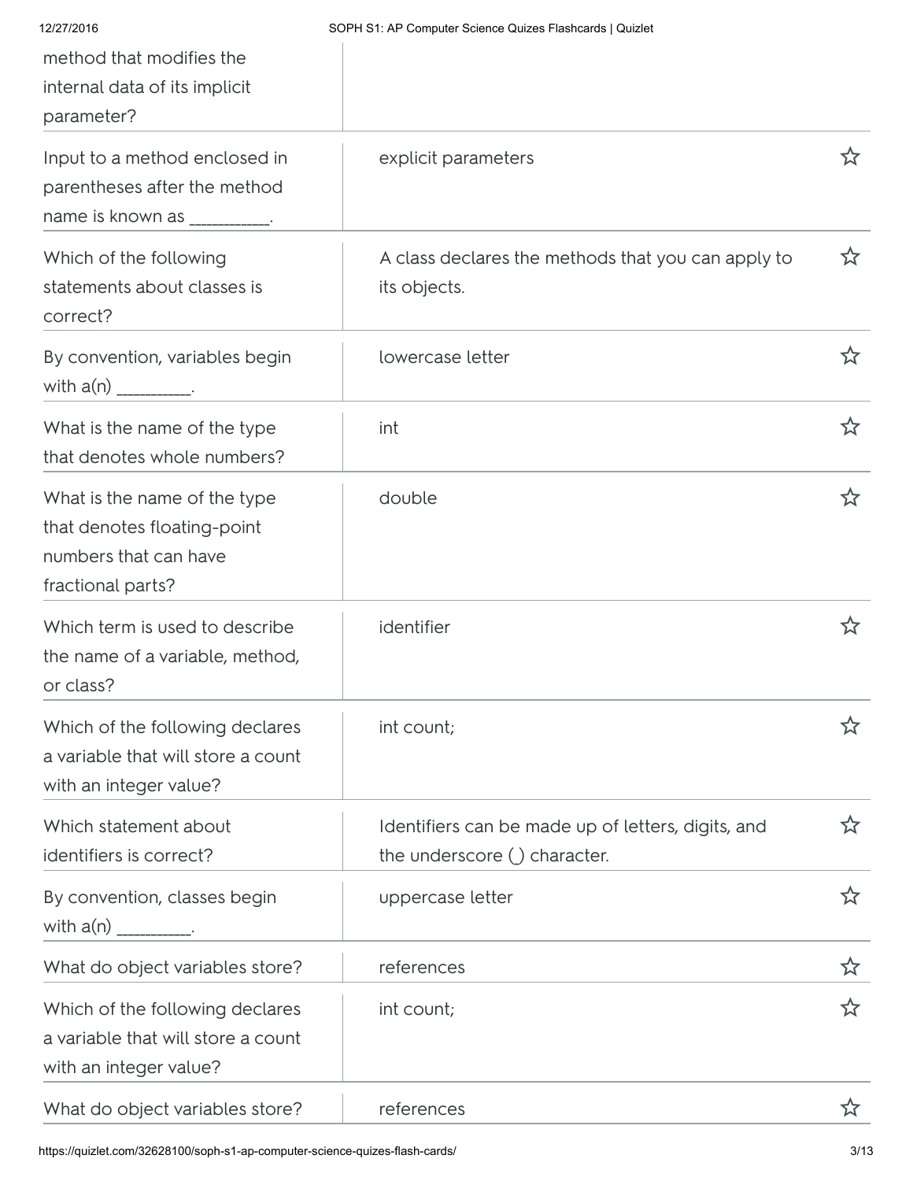| | |
|---|---|
| method that modifies the internal data of its implicit parameter? | |
| Input to a method enclosed in parentheses after the method name is known as ___________. | explicit parameters |
| Which of the following statements about classes is correct? | A class declares the methods that you can apply to its objects. |
| By convention, variables begin with a(n) __________. | lowercase letter |
| What is the name of the type that denotes whole numbers? | int |
| What is the name of the type that denotes floating-point numbers that can have fractional parts? | double |
| Which term is used to describe the name of a variable, method, or class? | identifier |
| Which of the following declares a variable that will store a count with an integer value? | int count; |
| Which statement about identifiers is correct? | Identifiers can be made up of letters, digits, and the underscore (_) character. |
| By convention, classes begin with a(n) __________. | uppercase letter |
| What do object variables store? | references |
| Which of the following declares a variable that will store a count with an integer value? | int count; |
| What do object variables store? | references |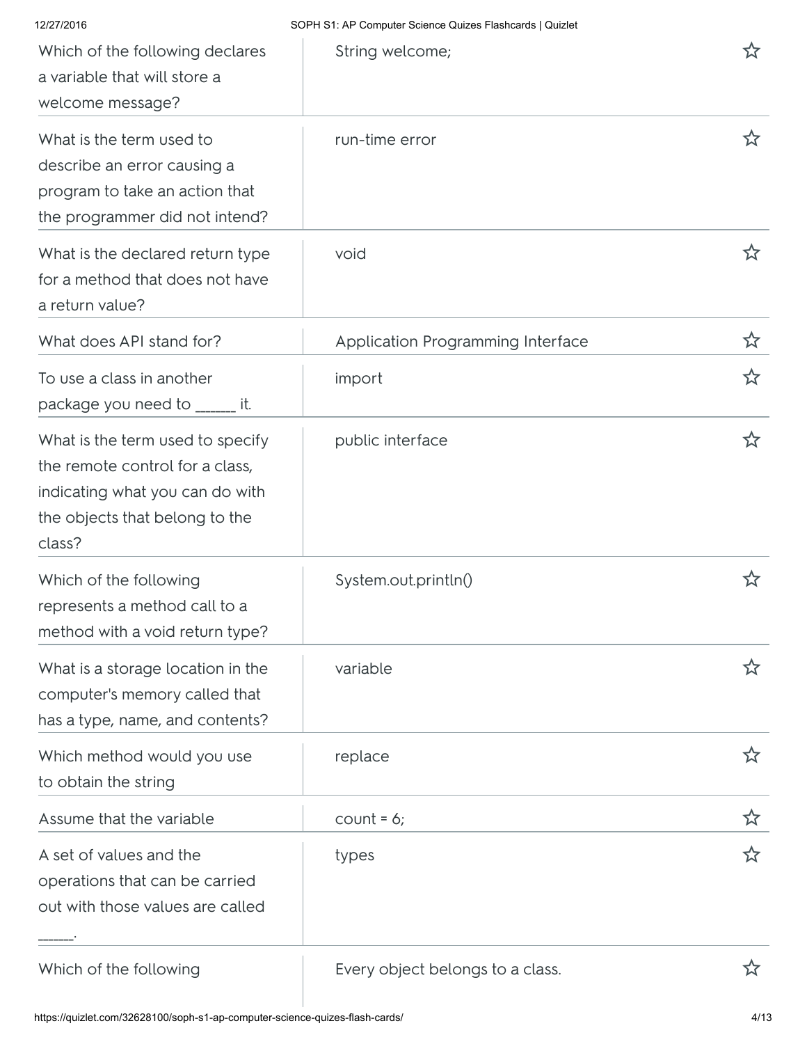| Question | Answer |
| --- | --- |
| Which of the following declares a variable that will store a welcome message? | String welcome; |
| What is the term used to describe an error causing a program to take an action that the programmer did not intend? | run-time error |
| What is the declared return type for a method that does not have a return value? | void |
| What does API stand for? | Application Programming Interface |
| To use a class in another package you need to ______ it. | import |
| What is the term used to specify the remote control for a class, indicating what you can do with the objects that belong to the class? | public interface |
| Which of the following represents a method call to a method with a void return type? | System.out.println() |
| What is a storage location in the computer's memory called that has a type, name, and contents? | variable |
| Which method would you use to obtain the string | replace |
| Assume that the variable | count = 6; |
| A set of values and the operations that can be carried out with those values are called ______. | types |
| Which of the following | Every object belongs to a class. |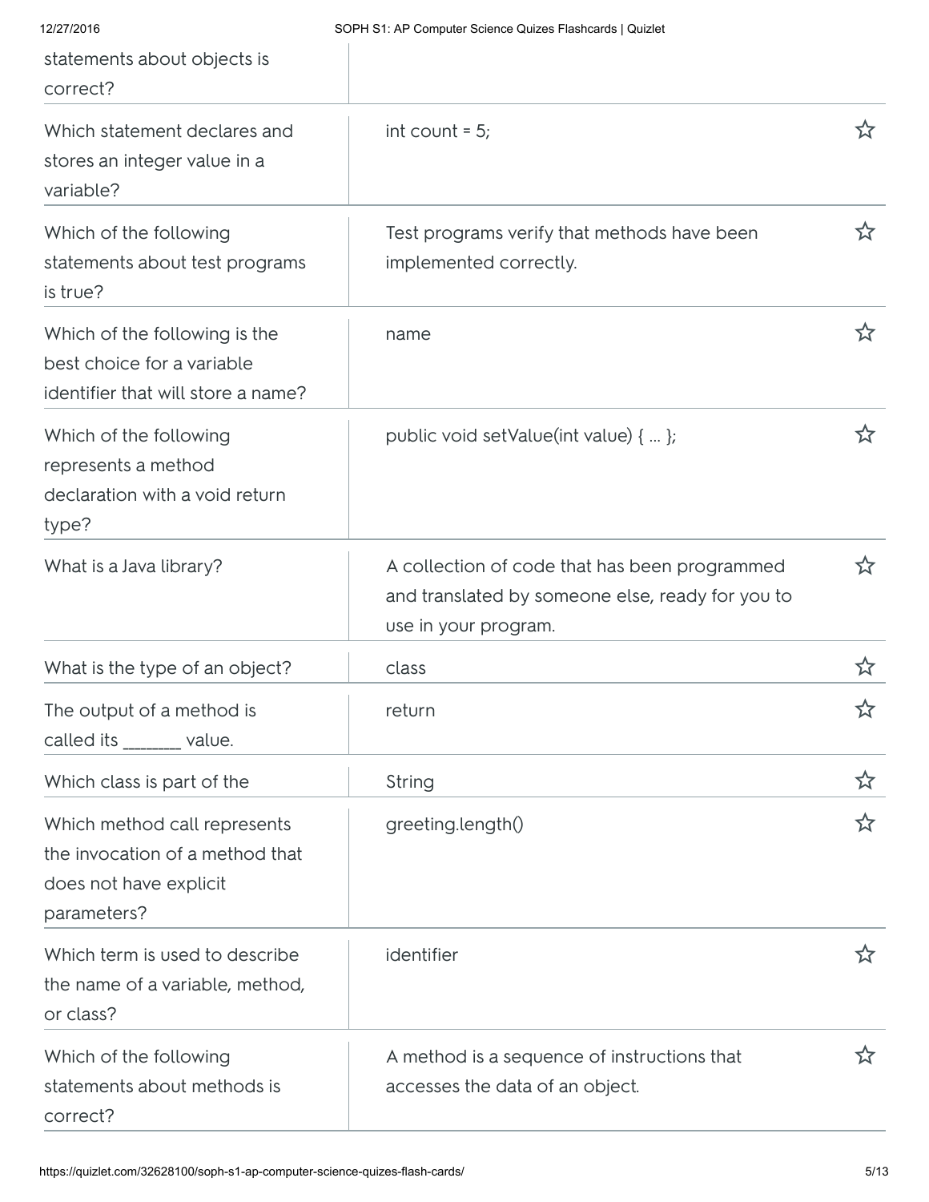| | |
|---|---|
| statements about objects is correct? | |
| Which statement declares and stores an integer value in a variable? | int count = 5; |
| Which of the following statements about test programs is true? | Test programs verify that methods have been implemented correctly. |
| Which of the following is the best choice for a variable identifier that will store a name? | name |
| Which of the following represents a method declaration with a void return type? | public void setValue(int value) { ... }; |
| What is a Java library? | A collection of code that has been programmed and translated by someone else, ready for you to use in your program. |
| What is the type of an object? | class |
| The output of a method is called its _______ value. | return |
| Which class is part of the | String |
| Which method call represents the invocation of a method that does not have explicit parameters? | greeting.length() |
| Which term is used to describe the name of a variable, method, or class? | identifier |
| Which of the following statements about methods is correct? | A method is a sequence of instructions that accesses the data of an object. |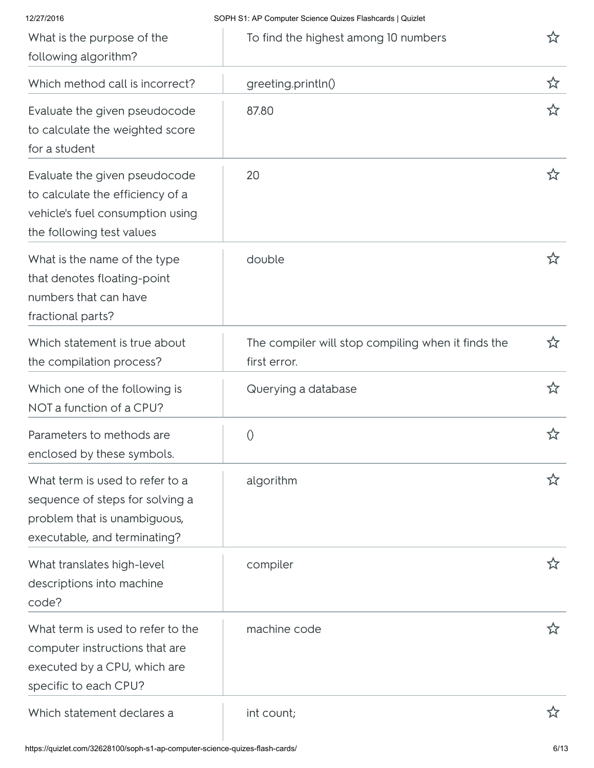| | |
|---|---|
| What is the purpose of the following algorithm? | To find the highest among 10 numbers |
| Which method call is incorrect? | greeting.println() |
| Evaluate the given pseudocode to calculate the weighted score for a student | 87.80 |
| Evaluate the given pseudocode to calculate the efficiency of a vehicle's fuel consumption using the following test values | 20 |
| What is the name of the type that denotes floating-point numbers that can have fractional parts? | double |
| Which statement is true about the compilation process? | The compiler will stop compiling when it finds the first error. |
| Which one of the following is NOT a function of a CPU? | Querying a database |
| Parameters to methods are enclosed by these symbols. | () |
| What term is used to refer to a sequence of steps for solving a problem that is unambiguous, executable, and terminating? | algorithm |
| What translates high-level descriptions into machine code? | compiler |
| What term is used to refer to the computer instructions that are executed by a CPU, which are specific to each CPU? | machine code |
| Which statement declares a | int count; |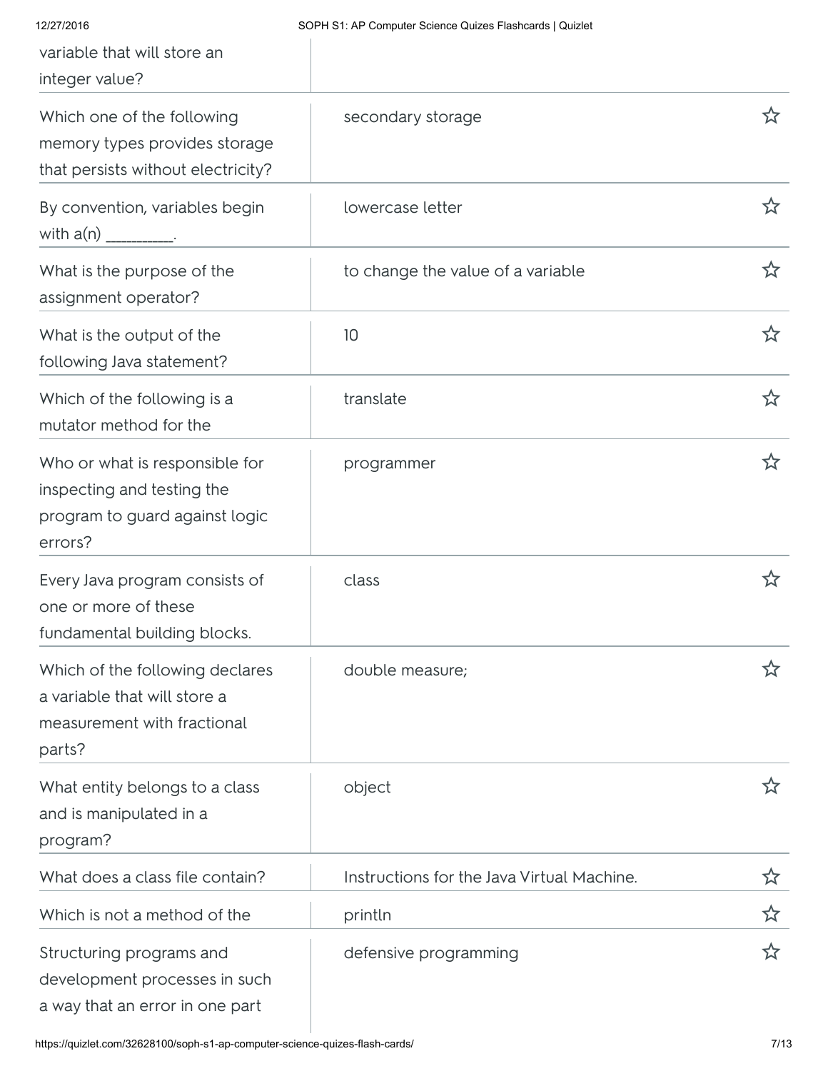| | |
|---|---|
| variable that will store an integer value? | |
| Which one of the following memory types provides storage that persists without electricity? | secondary storage |
| By convention, variables begin with a(n) _________. | lowercase letter |
| What is the purpose of the assignment operator? | to change the value of a variable |
| What is the output of the following Java statement? | 10 |
| Which of the following is a mutator method for the | translate |
| Who or what is responsible for inspecting and testing the program to guard against logic errors? | programmer |
| Every Java program consists of one or more of these fundamental building blocks. | class |
| Which of the following declares a variable that will store a measurement with fractional parts? | double measure; |
| What entity belongs to a class and is manipulated in a program? | object |
| What does a class file contain? | Instructions for the Java Virtual Machine. |
| Which is not a method of the | println |
| Structuring programs and development processes in such a way that an error in one part | defensive programming |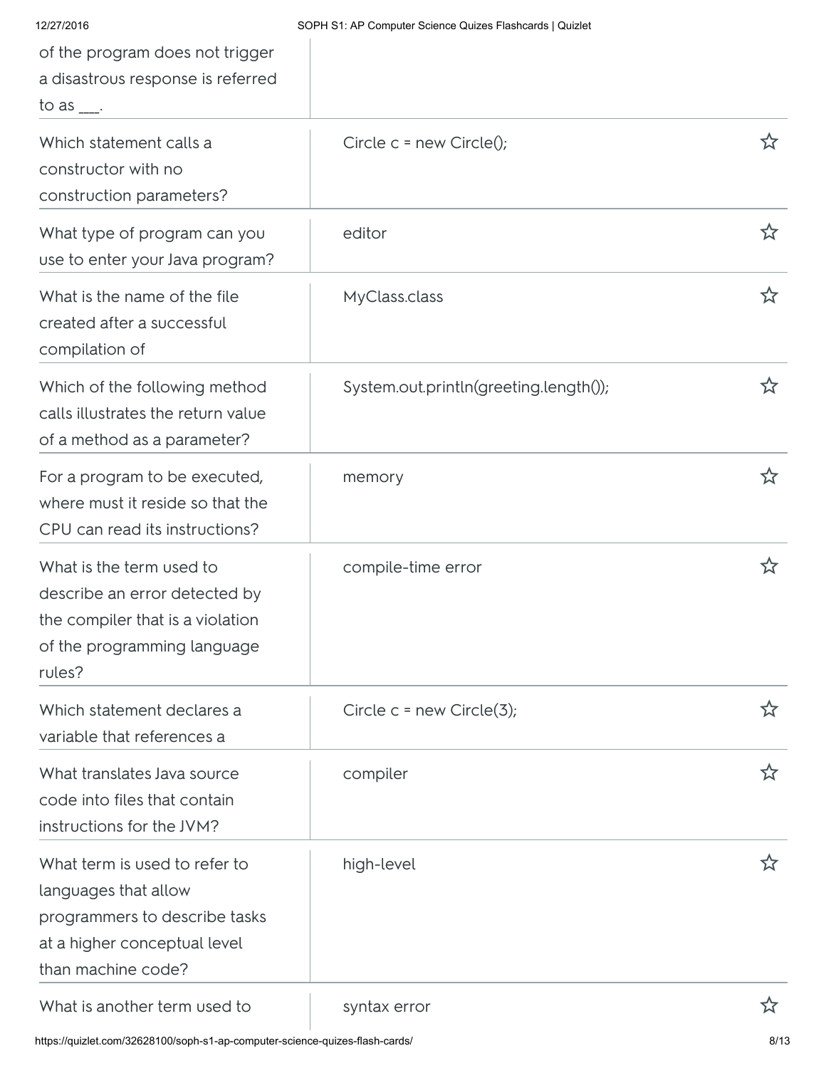| | |
|---|---|
| of the program does not trigger a disastrous response is referred to as ___. | |
| Which statement calls a constructor with no construction parameters? | Circle c = new Circle(); |
| What type of program can you use to enter your Java program? | editor |
| What is the name of the file created after a successful compilation of | MyClass.class |
| Which of the following method calls illustrates the return value of a method as a parameter? | System.out.println(greeting.length()); |
| For a program to be executed, where must it reside so that the CPU can read its instructions? | memory |
| What is the term used to describe an error detected by the compiler that is a violation of the programming language rules? | compile-time error |
| Which statement declares a variable that references a | Circle c = new Circle(3); |
| What translates Java source code into files that contain instructions for the JVM? | compiler |
| What term is used to refer to languages that allow programmers to describe tasks at a higher conceptual level than machine code? | high-level |
| What is another term used to | syntax error |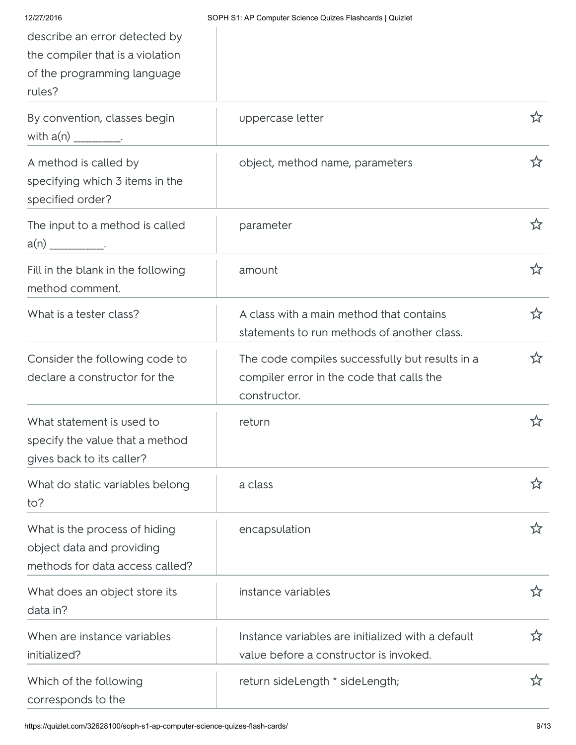| | |
|---|---|
| describe an error detected by the compiler that is a violation of the programming language rules? | |
| By convention, classes begin with a(n) __________. | uppercase letter |
| A method is called by specifying which 3 items in the specified order? | object, method name, parameters |
| The input to a method is called a(n) ___________. | parameter |
| Fill in the blank in the following method comment. | amount |
| What is a tester class? | A class with a main method that contains statements to run methods of another class. |
| Consider the following code to declare a constructor for the | The code compiles successfully but results in a compiler error in the code that calls the constructor. |
| What statement is used to specify the value that a method gives back to its caller? | return |
| What do static variables belong to? | a class |
| What is the process of hiding object data and providing methods for data access called? | encapsulation |
| What does an object store its data in? | instance variables |
| When are instance variables initialized? | Instance variables are initialized with a default value before a constructor is invoked. |
| Which of the following corresponds to the | return sideLength * sideLength; |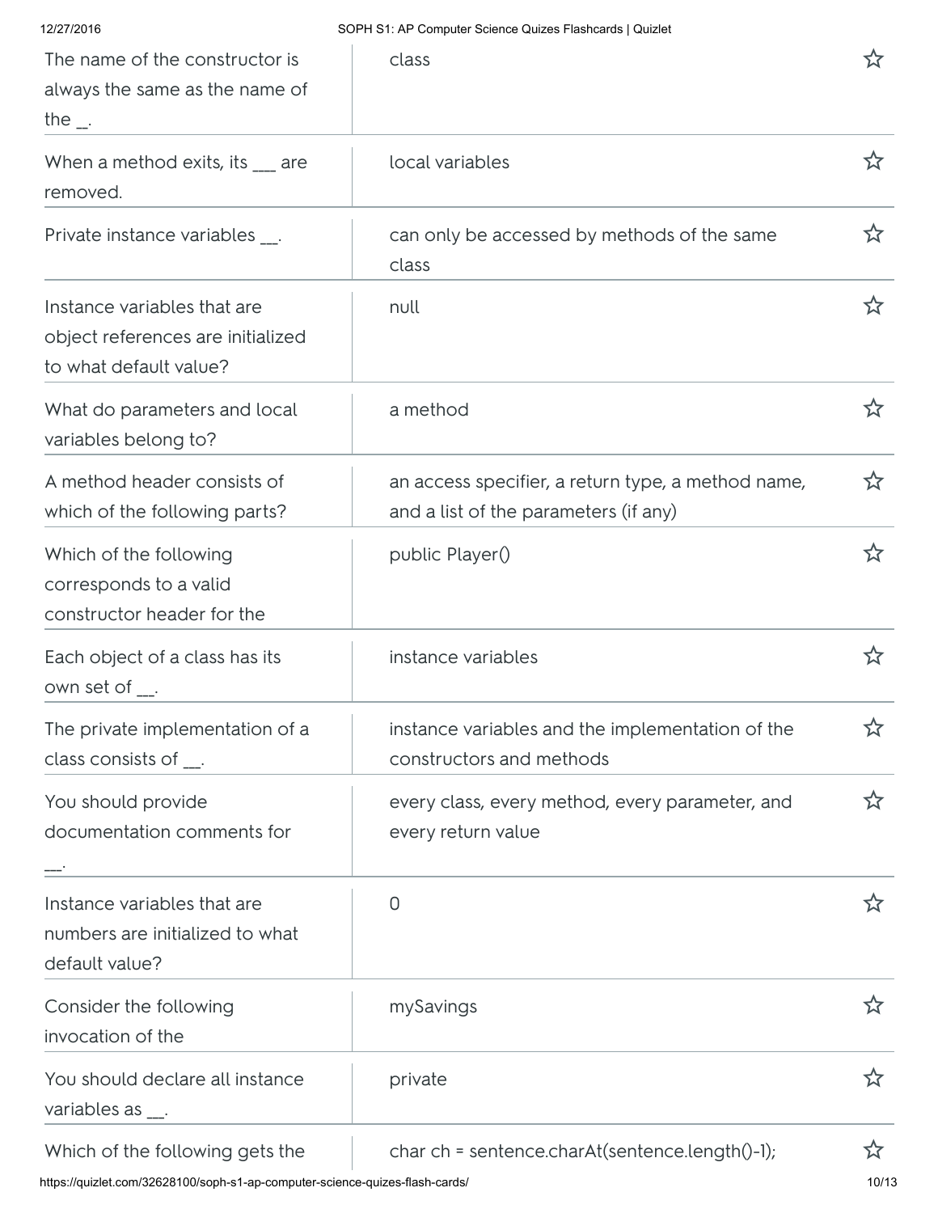| | |
|---|---|
| The name of the constructor is always the same as the name of the _. | class |
| When a method exits, its ___ are removed. | local variables |
| Private instance variables __. | can only be accessed by methods of the same class |
| Instance variables that are object references are initialized to what default value? | null |
| What do parameters and local variables belong to? | a method |
| A method header consists of which of the following parts? | an access specifier, a return type, a method name, and a list of the parameters (if any) |
| Which of the following corresponds to a valid constructor header for the | public Player() |
| Each object of a class has its own set of __. | instance variables |
| The private implementation of a class consists of __. | instance variables and the implementation of the constructors and methods |
| You should provide documentation comments for __. | every class, every method, every parameter, and every return value |
| Instance variables that are numbers are initialized to what default value? | 0 |
| Consider the following invocation of the | mySavings |
| You should declare all instance variables as __. | private |
| Which of the following gets the | char ch = sentence.charAt(sentence.length()-1); |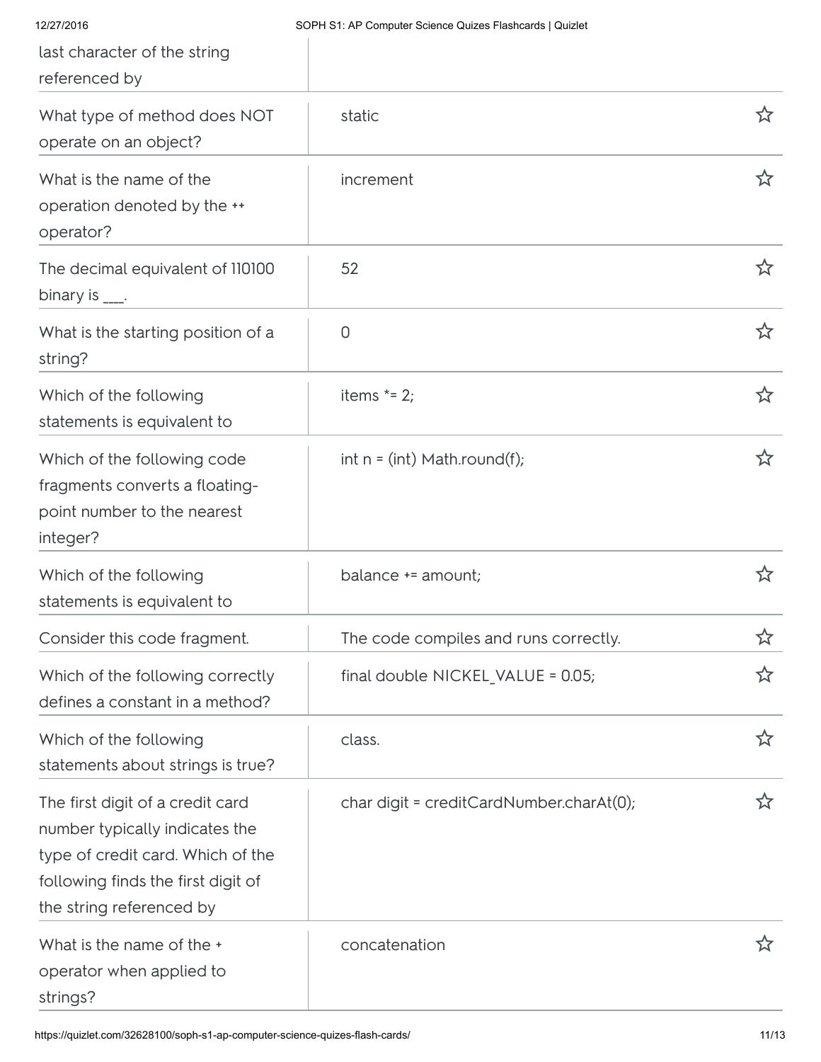| | |
|---|---|
| last character of the string referenced by | |
| What type of method does NOT operate on an object? | static |
| What is the name of the operation denoted by the ++ operator? | increment |
| The decimal equivalent of 110100 binary is ___. | 52 |
| What is the starting position of a string? | 0 |
| Which of the following statements is equivalent to | items *= 2; |
| Which of the following code fragments converts a floating-point number to the nearest integer? | int n = (int) Math.round(f); |
| Which of the following statements is equivalent to | balance += amount; |
| Consider this code fragment. | The code compiles and runs correctly. |
| Which of the following correctly defines a constant in a method? | final double NICKEL_VALUE = 0.05; |
| Which of the following statements about strings is true? | class. |
| The first digit of a credit card number typically indicates the type of credit card. Which of the following finds the first digit of the string referenced by | char digit = creditCardNumber.charAt(0); |
| What is the name of the + operator when applied to strings? | concatenation |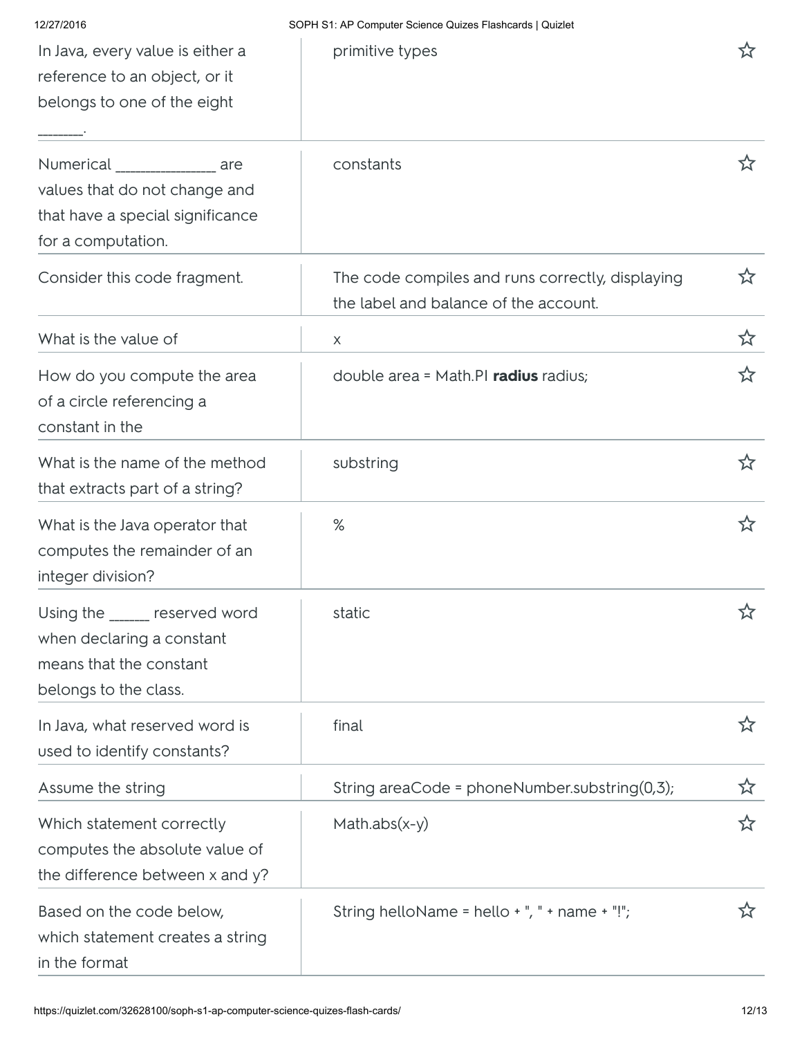| Term | Definition |
| --- | --- |
| In Java, every value is either a reference to an object, or it belongs to one of the eight ______. | primitive types |
| Numerical ______________ are values that do not change and that have a special significance for a computation. | constants |
| Consider this code fragment. | The code compiles and runs correctly, displaying the label and balance of the account. |
| What is the value of | x |
| How do you compute the area of a circle referencing a constant in the | double area = Math.PI **radius** radius; |
| What is the name of the method that extracts part of a string? | substring |
| What is the Java operator that computes the remainder of an integer division? | % |
| Using the _____ reserved word when declaring a constant means that the constant belongs to the class. | static |
| In Java, what reserved word is used to identify constants? | final |
| Assume the string | String areaCode = phoneNumber.substring(0,3); |
| Which statement correctly computes the absolute value of the difference between x and y? | Math.abs(x-y) |
| Based on the code below, which statement creates a string in the format | String helloName = hello + ", " + name + "!"; |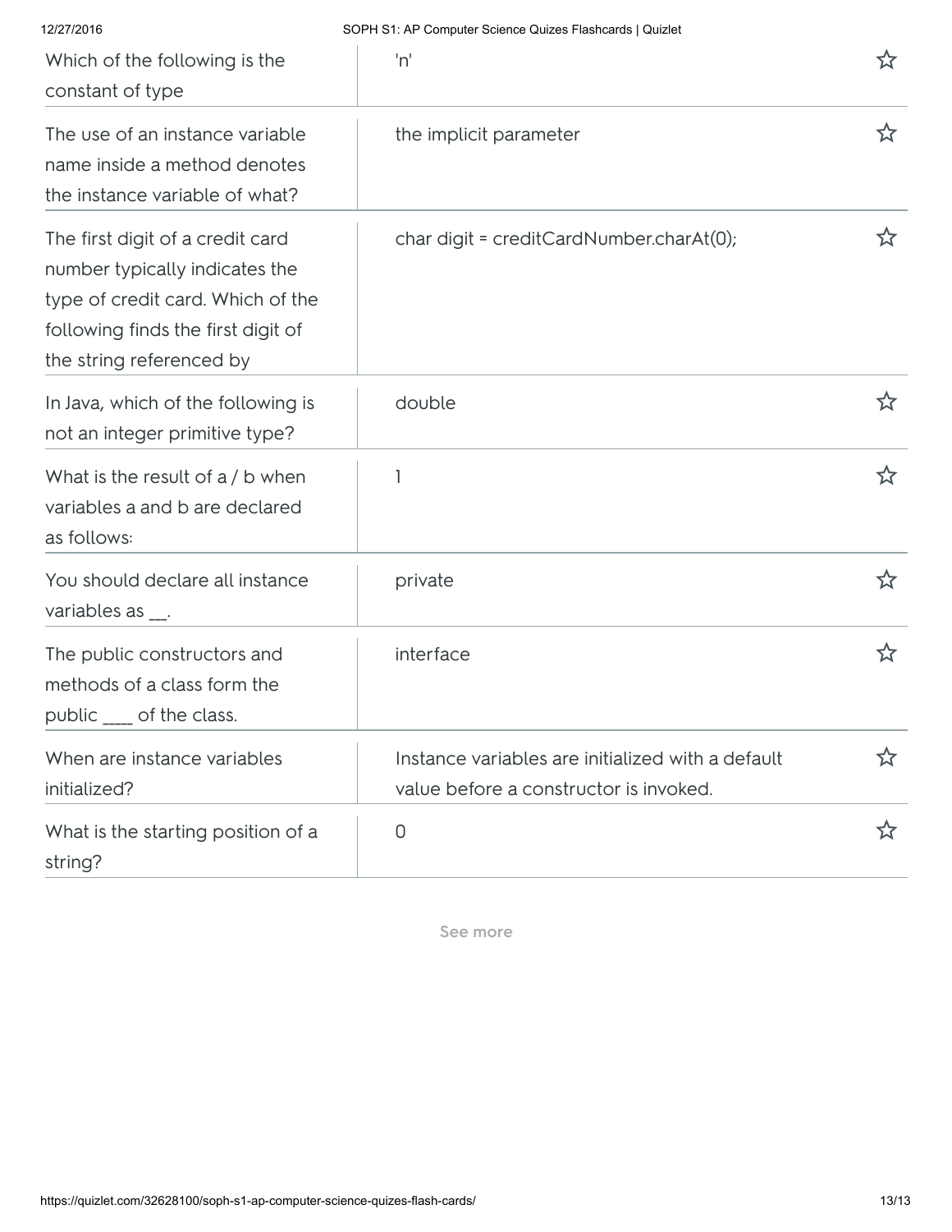| | |
|---|---|
| Which of the following is the constant of type | 'n' |
| The use of an instance variable name inside a method denotes the instance variable of what? | the implicit parameter |
| The first digit of a credit card number typically indicates the type of credit card. Which of the following finds the first digit of the string referenced by | char digit = creditCardNumber.charAt(0); |
| In Java, which of the following is not an integer primitive type? | double |
| What is the result of a / b when variables a and b are declared as follows: | 1 |
| You should declare all instance variables as __. | private |
| The public constructors and methods of a class form the public ____ of the class. | interface |
| When are instance variables initialized? | Instance variables are initialized with a default value before a constructor is invoked. |
| What is the starting position of a string? | 0 |

See more